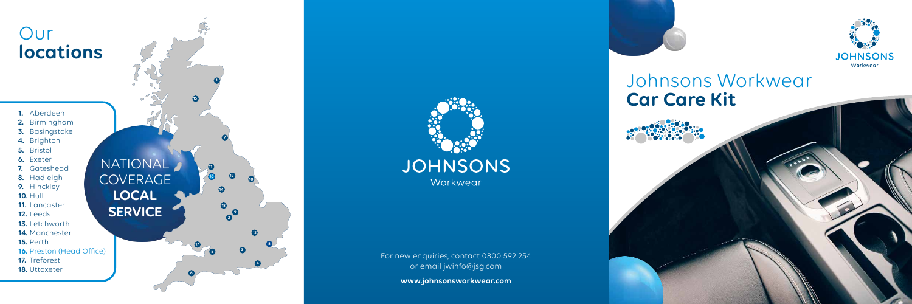# Our **locations**

1. Aberdeen
2. Birmingham
3. Basingstoke
4. Brighton
5. Bristol
6. Exeter
7. Gateshead
8. Hadleigh
9. Hinckley
10. Hull
11. Lancaster
12. Leeds
13. Letchworth
14. Manchester
15. Perth
16. Preston (Head Office)
17. Treforest
18. Uttoxeter

NATIONAL COVERAGE **LOCAL SERVICE**

JOHNSONS Workwear

For new enquiries, contact 0800 592 254 or email jwinfo@jsg.com

**www.johnsonsworkwear.com**

JOHNSONS Workwear

# Johnsons Workwear **Car Care Kit**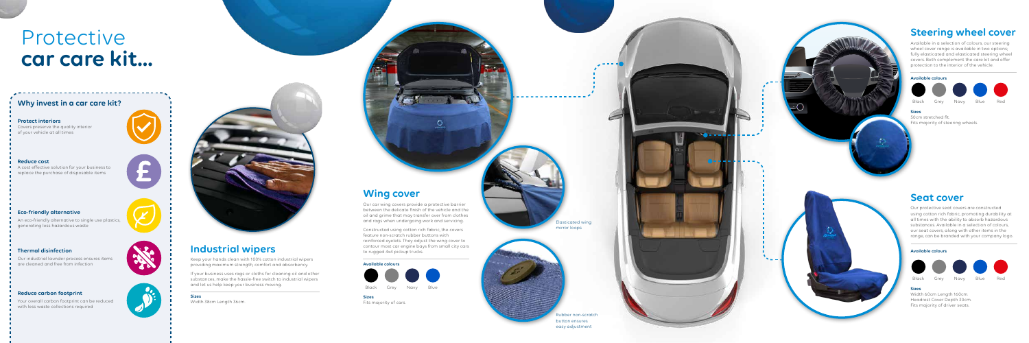# Protective **car care kit...**

## Why invest in a car care kit?

**Protect interiors**
Covers preserve the quality interior of your vehicle at all times

**Reduce cost**
A cost effective solution for your business to replace the purchase of disposable items

**Eco-friendly alternative**
An eco-friendly alternative to single use plastics, generating less hazardous waste

**Thermal disinfection**
Our industrial launder process ensures items are cleaned and free from infection

**Reduce carbon footprint**
Your overall carbon footprint can be reduced with less waste collections required

## Industrial wipers

Keep your hands clean with 100% cotton industrial wipers providing maximum strength, comfort and absorbency.

If your business uses rags or cloths for cleaning oil and other substances, make the hassle-free switch to industrial wipers and let us help keep your business moving.

**Sizes**
Width 38cm Length 36cm

## Wing cover

Our car wing covers provide a protective barrier between the delicate finish of the vehicle and the oil and grime that may transfer over from clothes and rags when undergoing work and servicing.

Constructed using cotton rich fabric, the covers feature non-scratch rubber buttons with reinforced eyelets. They adjust the wing cover to contour most car engine bays from small city cars to rugged 4x4 pickup trucks.

**Available colours**
Black Grey Navy Blue

**Sizes**
Fits majority of cars.

Elasticated wing mirror loops

Rubber non-scratch button ensures easy adjustment

## Steering wheel cover

Available in a selection of colours, our steering wheel cover range is available in two options; fully elasticated and elasticated steering wheel covers. Both complement the care kit and offer protection to the interior of the vehicle.

**Available colours**
Black Grey Navy Blue Red

**Sizes**
50cm stretched fit.
Fits majority of steering wheels.

## Seat cover

Our protective seat covers are constructed using cotton rich fabric, promoting durability at all times with the ability to absorb hazardous substances. Available in a selection of colours, our seat covers, along with other items in the range, can be branded with your company logo.

**Available colours**
Black Grey Navy Blue Red

**Sizes**
Width 60cm Length 160cm.
Headrest Cover Depth 30cm.
Fits majority of driver seats.